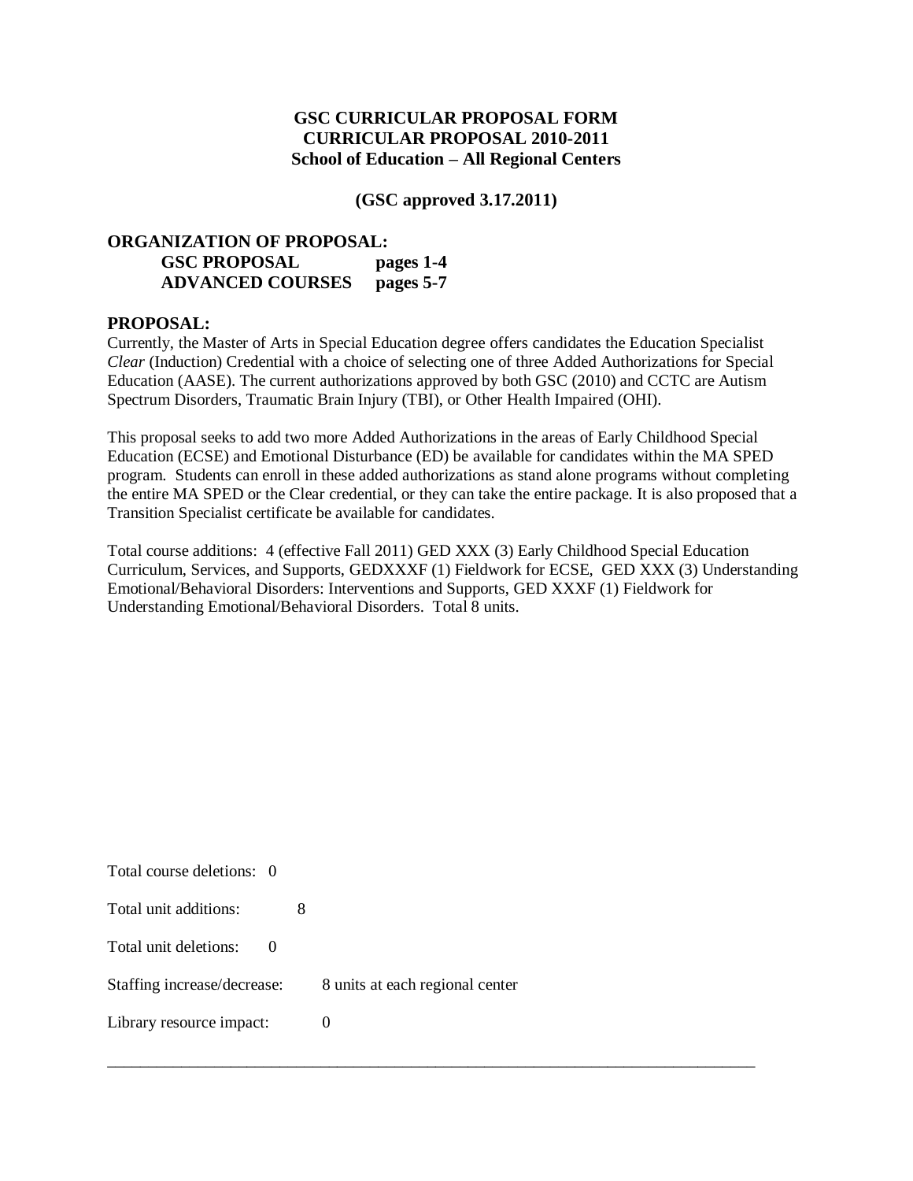# GSC CURRICULAR PROPOSAL FORM
## CURRICULAR PROPOSAL 2010-2011
## School of Education – All Regional Centers

**(GSC approved 3.17.2011)**

## ORGANIZATION OF PROPOSAL:

| | |
|---|---|
| **GSC PROPOSAL** | **pages 1-4** |
| **ADVANCED COURSES** | **pages 5-7** |

## PROPOSAL:

Currently, the Master of Arts in Special Education degree offers candidates the Education Specialist *Clear* (Induction) Credential with a choice of selecting one of three Added Authorizations for Special Education (AASE). The current authorizations approved by both GSC (2010) and CCTC are Autism Spectrum Disorders, Traumatic Brain Injury (TBI), or Other Health Impaired (OHI).

This proposal seeks to add two more Added Authorizations in the areas of Early Childhood Special Education (ECSE) and Emotional Disturbance (ED) be available for candidates within the MA SPED program. Students can enroll in these added authorizations as stand alone programs without completing the entire MA SPED or the Clear credential, or they can take the entire package. It is also proposed that a Transition Specialist certificate be available for candidates.

Total course additions: 4 (effective Fall 2011) GED XXX (3) Early Childhood Special Education Curriculum, Services, and Supports, GEDXXXF (1) Fieldwork for ECSE, GED XXX (3) Understanding Emotional/Behavioral Disorders: Interventions and Supports, GED XXXF (1) Fieldwork for Understanding Emotional/Behavioral Disorders. Total 8 units.

Total course deletions: 0

Total unit additions: 8

Total unit deletions: 0

Staffing increase/decrease: 8 units at each regional center

Library resource impact: 0

---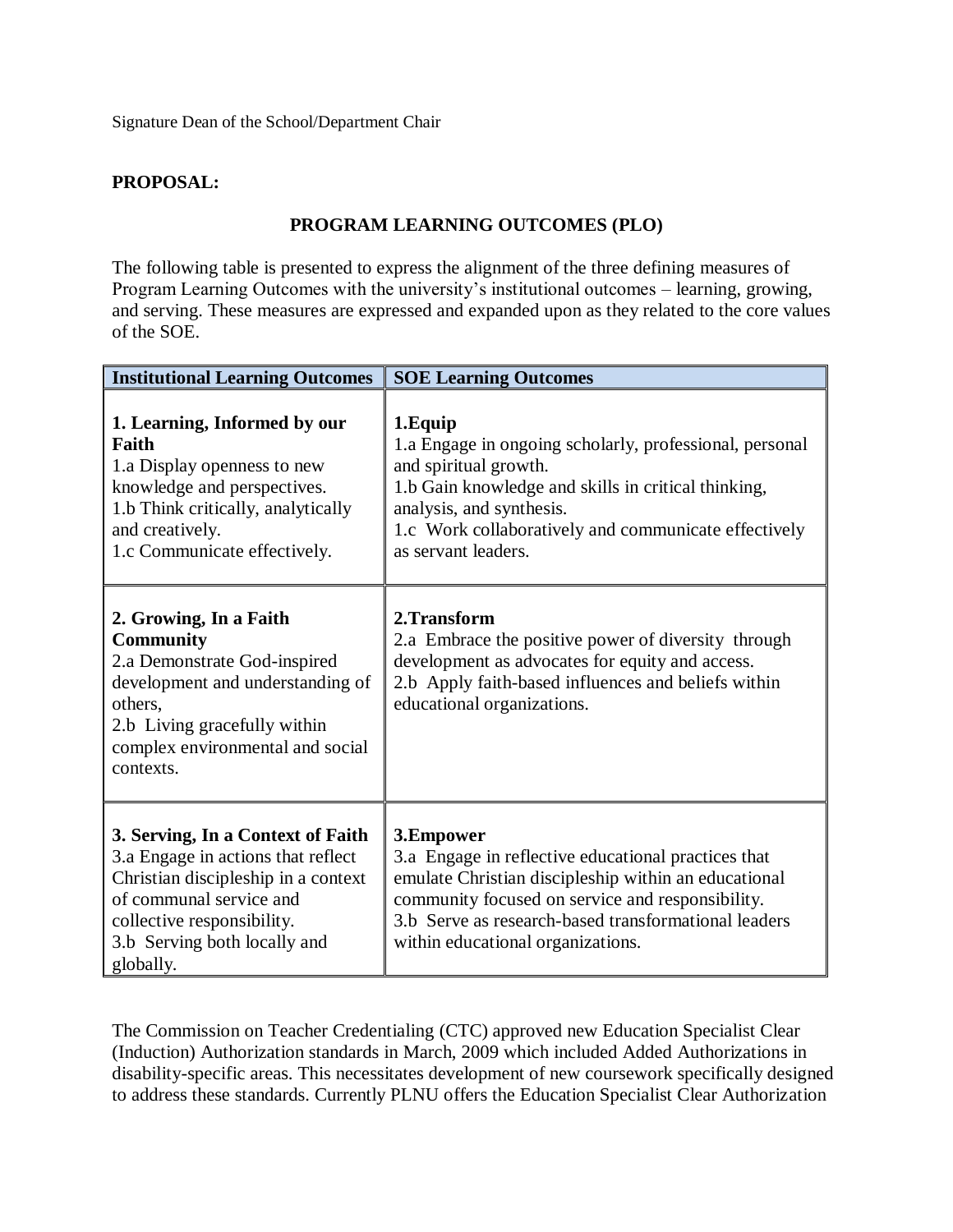Signature Dean of the School/Department Chair

**PROPOSAL:**

## PROGRAM LEARNING OUTCOMES (PLO)

The following table is presented to express the alignment of the three defining measures of Program Learning Outcomes with the university's institutional outcomes – learning, growing, and serving. These measures are expressed and expanded upon as they related to the core values of the SOE.

| Institutional Learning Outcomes | SOE Learning Outcomes |
|---|---|
| **1. Learning, Informed by our Faith**<br>1.a Display openness to new knowledge and perspectives.<br>1.b Think critically, analytically and creatively.<br>1.c Communicate effectively. | **1.Equip**<br>1.a Engage in ongoing scholarly, professional, personal and spiritual growth.<br>1.b Gain knowledge and skills in critical thinking, analysis, and synthesis.<br>1.c Work collaboratively and communicate effectively as servant leaders. |
| **2. Growing, In a Faith Community**<br>2.a Demonstrate God-inspired development and understanding of others,<br>2.b Living gracefully within complex environmental and social contexts. | **2.Transform**<br>2.a Embrace the positive power of diversity through development as advocates for equity and access.<br>2.b Apply faith-based influences and beliefs within educational organizations. |
| **3. Serving, In a Context of Faith**<br>3.a Engage in actions that reflect Christian discipleship in a context of communal service and collective responsibility.<br>3.b Serving both locally and globally. | **3.Empower**<br>3.a Engage in reflective educational practices that emulate Christian discipleship within an educational community focused on service and responsibility.<br>3.b Serve as research-based transformational leaders within educational organizations. |

The Commission on Teacher Credentialing (CTC) approved new Education Specialist Clear (Induction) Authorization standards in March, 2009 which included Added Authorizations in disability-specific areas. This necessitates development of new coursework specifically designed to address these standards. Currently PLNU offers the Education Specialist Clear Authorization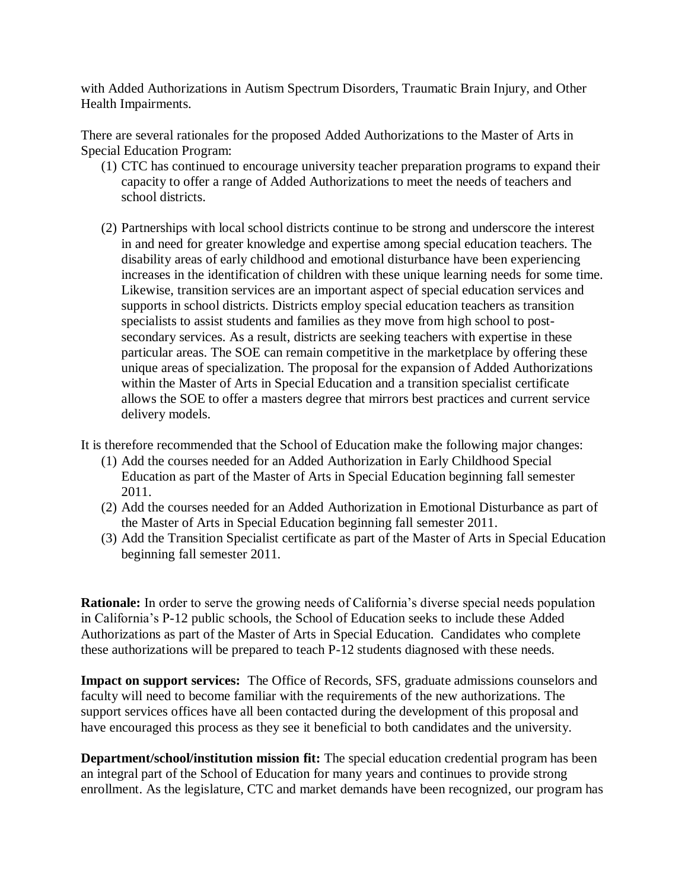with Added Authorizations in Autism Spectrum Disorders, Traumatic Brain Injury, and Other Health Impairments.

There are several rationales for the proposed Added Authorizations to the Master of Arts in Special Education Program:

(1) CTC has continued to encourage university teacher preparation programs to expand their capacity to offer a range of Added Authorizations to meet the needs of teachers and school districts.

(2) Partnerships with local school districts continue to be strong and underscore the interest in and need for greater knowledge and expertise among special education teachers. The disability areas of early childhood and emotional disturbance have been experiencing increases in the identification of children with these unique learning needs for some time. Likewise, transition services are an important aspect of special education services and supports in school districts. Districts employ special education teachers as transition specialists to assist students and families as they move from high school to post-secondary services. As a result, districts are seeking teachers with expertise in these particular areas. The SOE can remain competitive in the marketplace by offering these unique areas of specialization. The proposal for the expansion of Added Authorizations within the Master of Arts in Special Education and a transition specialist certificate allows the SOE to offer a masters degree that mirrors best practices and current service delivery models.

It is therefore recommended that the School of Education make the following major changes:

(1) Add the courses needed for an Added Authorization in Early Childhood Special Education as part of the Master of Arts in Special Education beginning fall semester 2011.
(2) Add the courses needed for an Added Authorization in Emotional Disturbance as part of the Master of Arts in Special Education beginning fall semester 2011.
(3) Add the Transition Specialist certificate as part of the Master of Arts in Special Education beginning fall semester 2011.

**Rationale:** In order to serve the growing needs of California's diverse special needs population in California's P-12 public schools, the School of Education seeks to include these Added Authorizations as part of the Master of Arts in Special Education. Candidates who complete these authorizations will be prepared to teach P-12 students diagnosed with these needs.

**Impact on support services:** The Office of Records, SFS, graduate admissions counselors and faculty will need to become familiar with the requirements of the new authorizations. The support services offices have all been contacted during the development of this proposal and have encouraged this process as they see it beneficial to both candidates and the university.

**Department/school/institution mission fit:** The special education credential program has been an integral part of the School of Education for many years and continues to provide strong enrollment. As the legislature, CTC and market demands have been recognized, our program has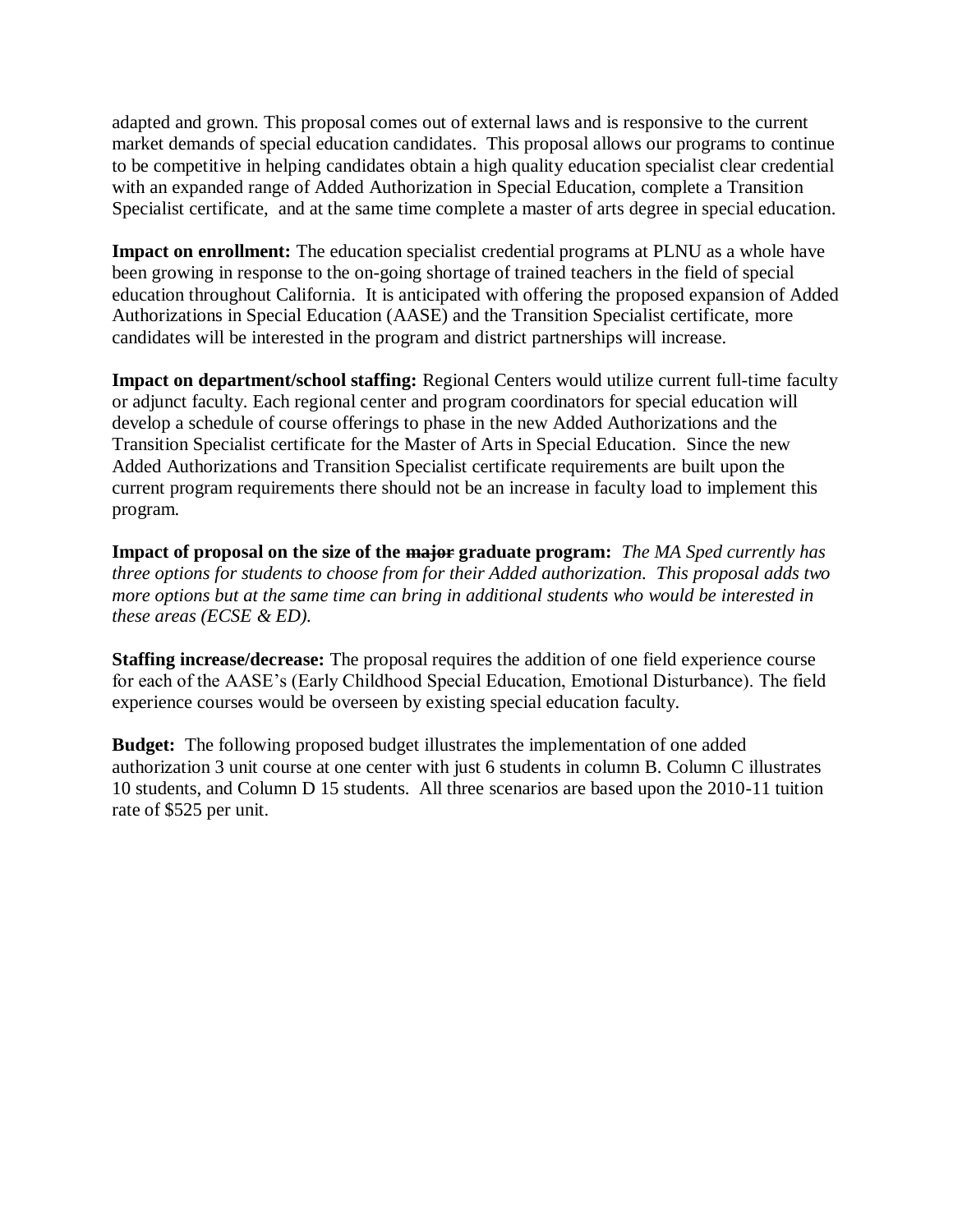adapted and grown. This proposal comes out of external laws and is responsive to the current market demands of special education candidates. This proposal allows our programs to continue to be competitive in helping candidates obtain a high quality education specialist clear credential with an expanded range of Added Authorization in Special Education, complete a Transition Specialist certificate, and at the same time complete a master of arts degree in special education.

**Impact on enrollment:** The education specialist credential programs at PLNU as a whole have been growing in response to the on-going shortage of trained teachers in the field of special education throughout California. It is anticipated with offering the proposed expansion of Added Authorizations in Special Education (AASE) and the Transition Specialist certificate, more candidates will be interested in the program and district partnerships will increase.

**Impact on department/school staffing:** Regional Centers would utilize current full-time faculty or adjunct faculty. Each regional center and program coordinators for special education will develop a schedule of course offerings to phase in the new Added Authorizations and the Transition Specialist certificate for the Master of Arts in Special Education. Since the new Added Authorizations and Transition Specialist certificate requirements are built upon the current program requirements there should not be an increase in faculty load to implement this program.

**Impact of proposal on the size of the ~~major~~ graduate program:** *The MA Sped currently has three options for students to choose from for their Added authorization. This proposal adds two more options but at the same time can bring in additional students who would be interested in these areas (ECSE & ED).*

**Staffing increase/decrease:** The proposal requires the addition of one field experience course for each of the AASE's (Early Childhood Special Education, Emotional Disturbance). The field experience courses would be overseen by existing special education faculty.

**Budget:** The following proposed budget illustrates the implementation of one added authorization 3 unit course at one center with just 6 students in column B. Column C illustrates 10 students, and Column D 15 students. All three scenarios are based upon the 2010-11 tuition rate of $525 per unit.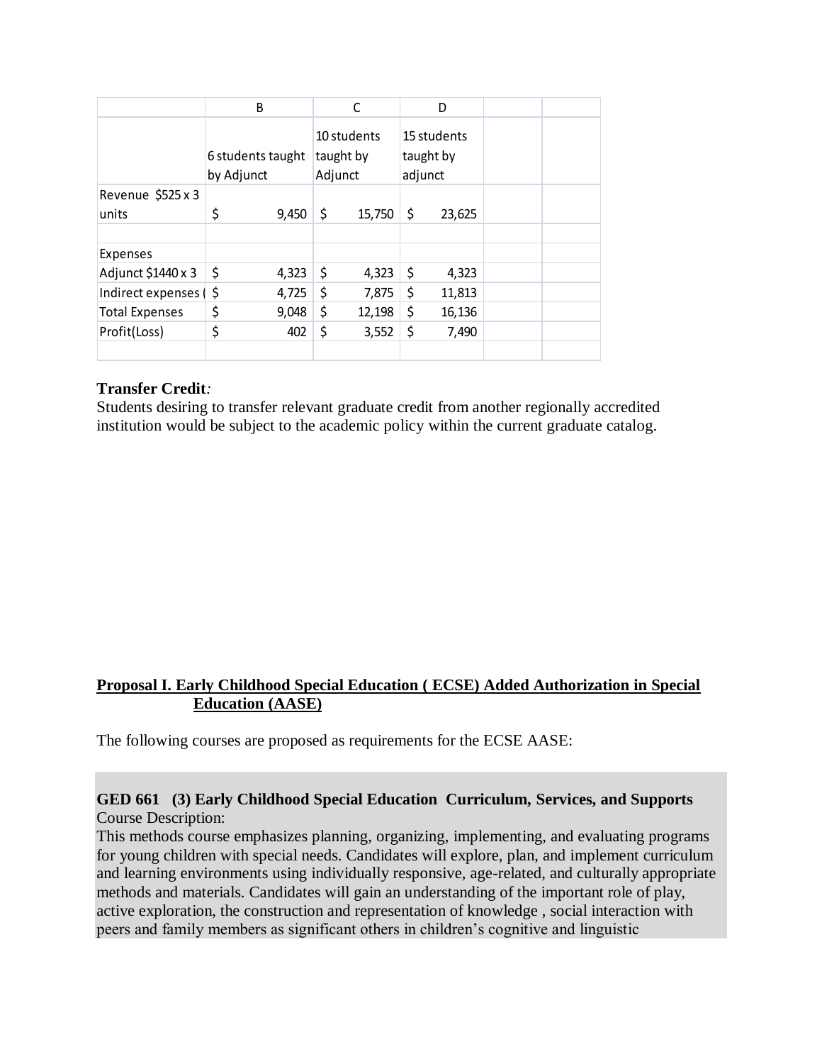| | B | C | D | | |
|---|---|---|---|---|---|
| | 6 students taught by Adjunct | 10 students taught by Adjunct | 15 students taught by adjunct | | |
| Revenue $525 x 3 units | $ 9,450 | $ 15,750 | $ 23,625 | | |
| | | | | | |
| Expenses | | | | | |
| Adjunct $1440 x 3 | $ 4,323 | $ 4,323 | $ 4,323 | | |
| Indirect expenses ( | $ 4,725 | $ 7,875 | $ 11,813 | | |
| Total Expenses | $ 9,048 | $ 12,198 | $ 16,136 | | |
| Profit(Loss) | $ 402 | $ 3,552 | $ 7,490 | | |
| | | | | | |

**Transfer Credit***:*
Students desiring to transfer relevant graduate credit from another regionally accredited institution would be subject to the academic policy within the current graduate catalog.

**<u>Proposal I. Early Childhood Special Education ( ECSE) Added Authorization in Special Education (AASE)</u>**

The following courses are proposed as requirements for the ECSE AASE:

**GED 661 (3) Early Childhood Special Education Curriculum, Services, and Supports**
Course Description:
This methods course emphasizes planning, organizing, implementing, and evaluating programs for young children with special needs. Candidates will explore, plan, and implement curriculum and learning environments using individually responsive, age-related, and culturally appropriate methods and materials. Candidates will gain an understanding of the important role of play, active exploration, the construction and representation of knowledge , social interaction with peers and family members as significant others in children's cognitive and linguistic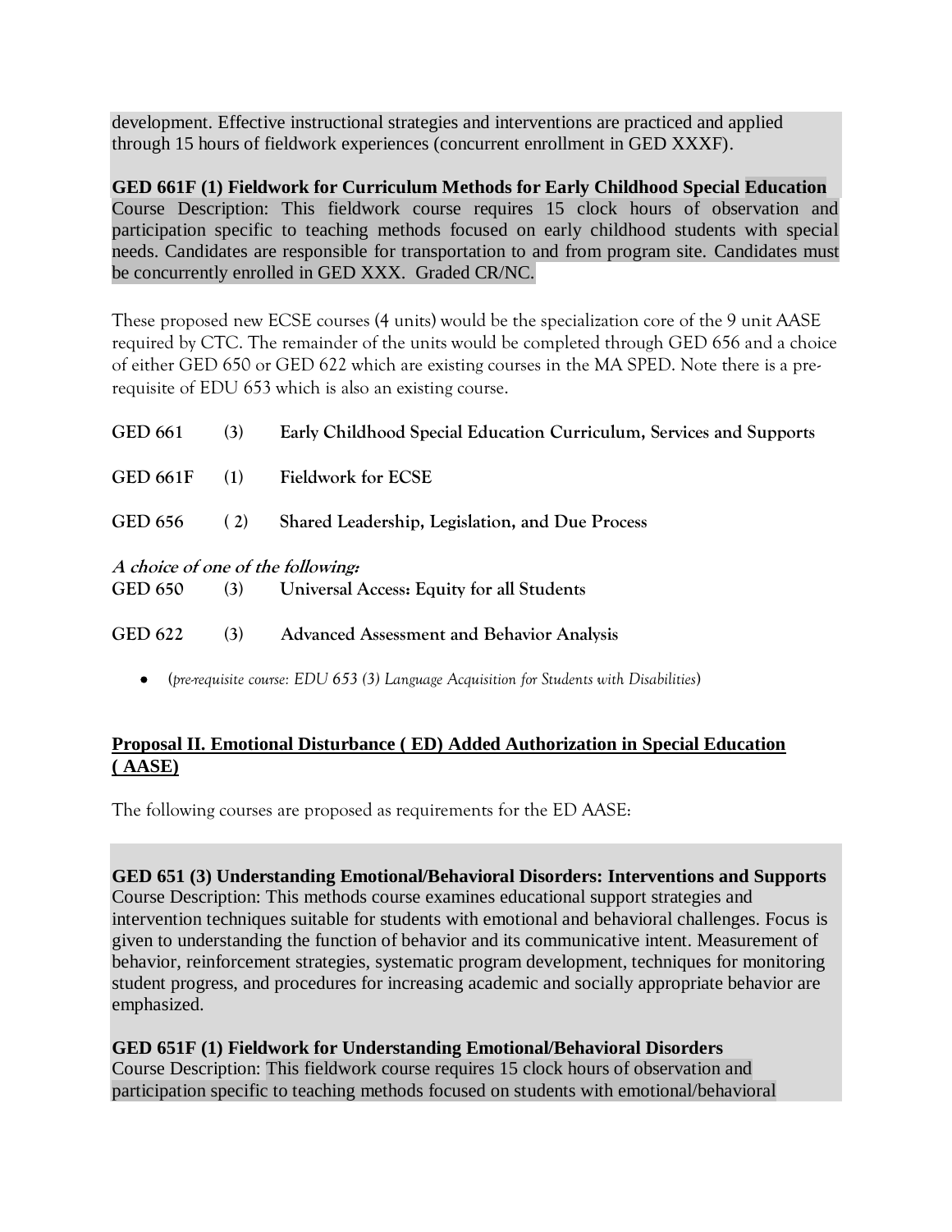development. Effective instructional strategies and interventions are practiced and applied through 15 hours of fieldwork experiences (concurrent enrollment in GED XXXF).

**GED 661F (1) Fieldwork for Curriculum Methods for Early Childhood Special Education**
Course Description: This fieldwork course requires 15 clock hours of observation and participation specific to teaching methods focused on early childhood students with special needs. Candidates are responsible for transportation to and from program site. Candidates must be concurrently enrolled in GED XXX. Graded CR/NC.

These proposed new ECSE courses (4 units) would be the specialization core of the 9 unit AASE required by CTC. The remainder of the units would be completed through GED 656 and a choice of either GED 650 or GED 622 which are existing courses in the MA SPED. Note there is a pre-requisite of EDU 653 which is also an existing course.

**GED 661 (3) Early Childhood Special Education Curriculum, Services and Supports**

**GED 661F (1) Fieldwork for ECSE**

**GED 656 ( 2) Shared Leadership, Legislation, and Due Process**

***A choice of one of the following:***

**GED 650 (3) Universal Access: Equity for all Students**

**GED 622 (3) Advanced Assessment and Behavior Analysis**

- (*pre-requisite course: EDU 653 (3) Language Acquisition for Students with Disabilities*)

## Proposal II. Emotional Disturbance ( ED) Added Authorization in Special Education ( AASE)

The following courses are proposed as requirements for the ED AASE:

**GED 651 (3) Understanding Emotional/Behavioral Disorders: Interventions and Supports**
Course Description: This methods course examines educational support strategies and intervention techniques suitable for students with emotional and behavioral challenges. Focus is given to understanding the function of behavior and its communicative intent. Measurement of behavior, reinforcement strategies, systematic program development, techniques for monitoring student progress, and procedures for increasing academic and socially appropriate behavior are emphasized.

**GED 651F (1) Fieldwork for Understanding Emotional/Behavioral Disorders**
Course Description: This fieldwork course requires 15 clock hours of observation and participation specific to teaching methods focused on students with emotional/behavioral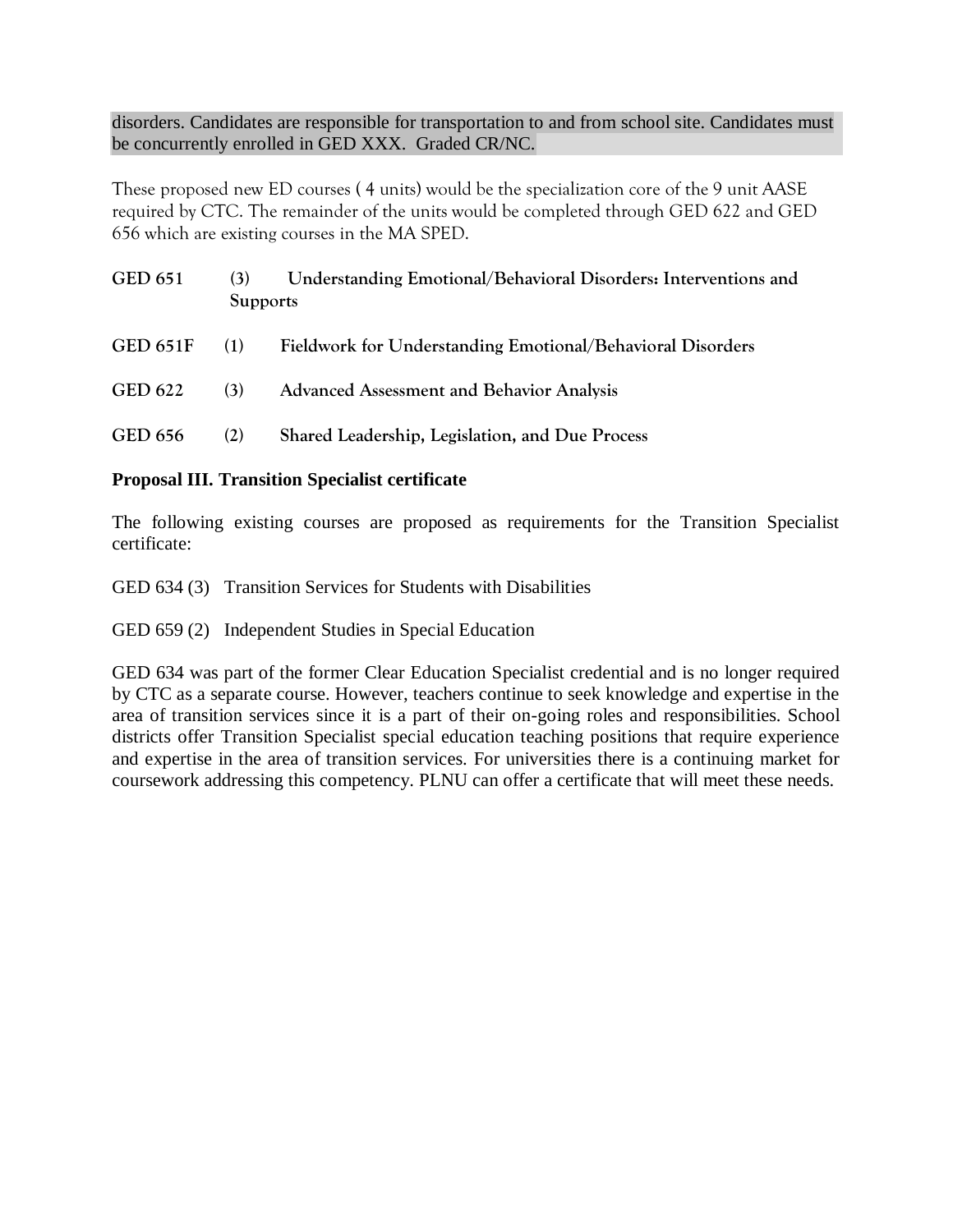disorders. Candidates are responsible for transportation to and from school site. Candidates must be concurrently enrolled in GED XXX. Graded CR/NC.

These proposed new ED courses ( 4 units) would be the specialization core of the 9 unit AASE required by CTC. The remainder of the units would be completed through GED 622 and GED 656 which are existing courses in the MA SPED.

**GED 651** **(3)** **Understanding Emotional/Behavioral Disorders: Interventions and Supports**

**GED 651F** **(1)** **Fieldwork for Understanding Emotional/Behavioral Disorders**

**GED 622** **(3)** **Advanced Assessment and Behavior Analysis**

**GED 656** **(2)** **Shared Leadership, Legislation, and Due Process**

**Proposal III. Transition Specialist certificate**

The following existing courses are proposed as requirements for the Transition Specialist certificate:

GED 634 (3) Transition Services for Students with Disabilities

GED 659 (2) Independent Studies in Special Education

GED 634 was part of the former Clear Education Specialist credential and is no longer required by CTC as a separate course. However, teachers continue to seek knowledge and expertise in the area of transition services since it is a part of their on-going roles and responsibilities. School districts offer Transition Specialist special education teaching positions that require experience and expertise in the area of transition services. For universities there is a continuing market for coursework addressing this competency. PLNU can offer a certificate that will meet these needs.